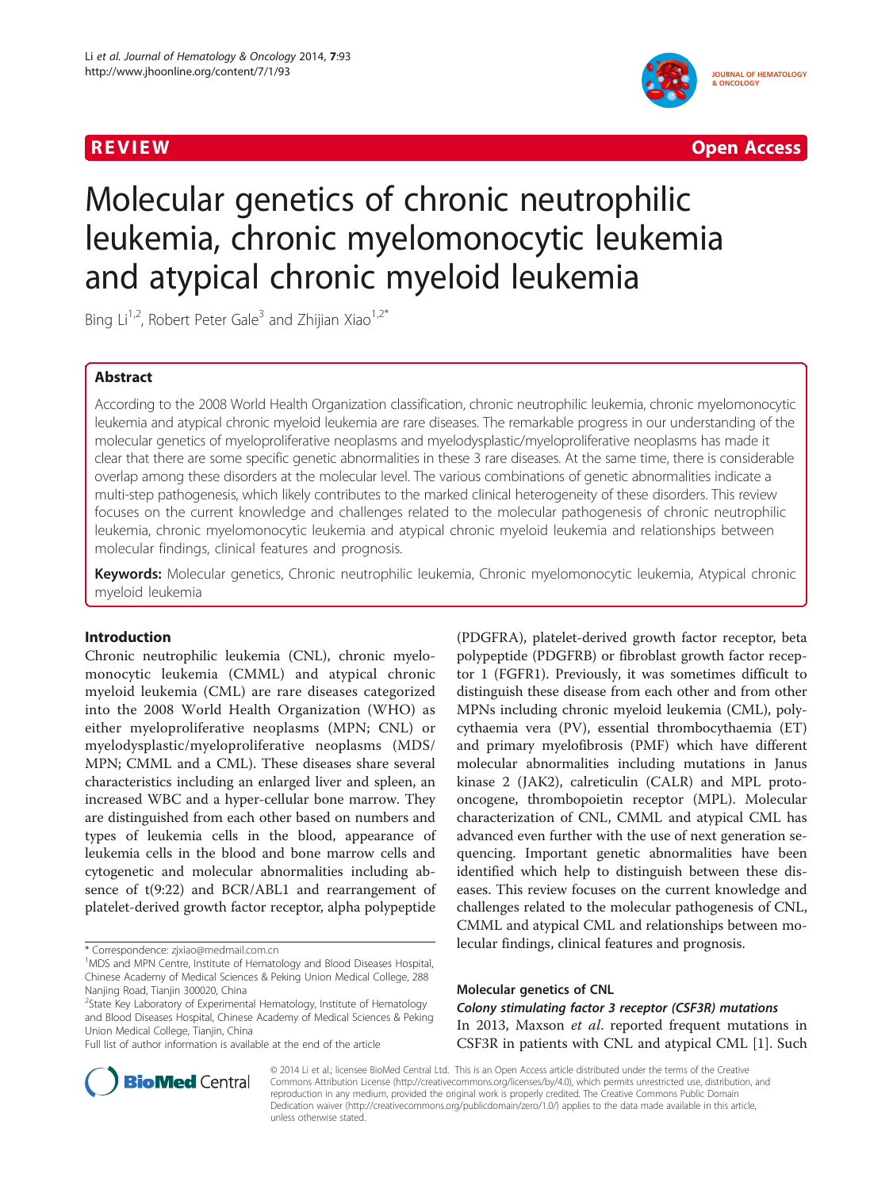REVIEW Open Access

# Molecular genetics of chronic neutrophilic leukemia, chronic myelomonocytic leukemia and atypical chronic myeloid leukemia

Bing Li[1,2], Robert Peter Gale[3] and Zhijian Xiao[1,2*]

## Abstract

According to the 2008 World Health Organization classification, chronic neutrophilic leukemia, chronic myelomonocytic leukemia and atypical chronic myeloid leukemia are rare diseases. The remarkable progress in our understanding of the molecular genetics of myeloproliferative neoplasms and myelodysplastic/myeloproliferative neoplasms has made it clear that there are some specific genetic abnormalities in these 3 rare diseases. At the same time, there is considerable overlap among these disorders at the molecular level. The various combinations of genetic abnormalities indicate a multi-step pathogenesis, which likely contributes to the marked clinical heterogeneity of these disorders. This review focuses on the current knowledge and challenges related to the molecular pathogenesis of chronic neutrophilic leukemia, chronic myelomonocytic leukemia and atypical chronic myeloid leukemia and relationships between molecular findings, clinical features and prognosis.

**Keywords:** Molecular genetics, Chronic neutrophilic leukemia, Chronic myelomonocytic leukemia, Atypical chronic myeloid leukemia

## Introduction

Chronic neutrophilic leukemia (CNL), chronic myelomonocytic leukemia (CMML) and atypical chronic myeloid leukemia (CML) are rare diseases categorized into the 2008 World Health Organization (WHO) as either myeloproliferative neoplasms (MPN; CNL) or myelodysplastic/myeloproliferative neoplasms (MDS/MPN; CMML and a CML). These diseases share several characteristics including an enlarged liver and spleen, an increased WBC and a hyper-cellular bone marrow. They are distinguished from each other based on numbers and types of leukemia cells in the blood, appearance of leukemia cells in the blood and bone marrow cells and cytogenetic and molecular abnormalities including absence of t(9:22) and BCR/ABL1 and rearrangement of platelet-derived growth factor receptor, alpha polypeptide (PDGFRA), platelet-derived growth factor receptor, beta polypeptide (PDGFRB) or fibroblast growth factor receptor 1 (FGFR1). Previously, it was sometimes difficult to distinguish these disease from each other and from other MPNs including chronic myeloid leukemia (CML), polycythaemia vera (PV), essential thrombocythaemia (ET) and primary myelofibrosis (PMF) which have different molecular abnormalities including mutations in Janus kinase 2 (JAK2), calreticulin (CALR) and MPL proto-oncogene, thrombopoietin receptor (MPL). Molecular characterization of CNL, CMML and atypical CML has advanced even further with the use of next generation sequencing. Important genetic abnormalities have been identified which help to distinguish between these diseases. This review focuses on the current knowledge and challenges related to the molecular pathogenesis of CNL, CMML and atypical CML and relationships between molecular findings, clinical features and prognosis.

## Molecular genetics of CNL

### *Colony stimulating factor 3 receptor (CSF3R) mutations*

In 2013, Maxson *et al*. reported frequent mutations in CSF3R in patients with CNL and atypical CML [1]. Such

\* Correspondence: zjxiao@medmail.com.cn

[1]MDS and MPN Centre, Institute of Hematology and Blood Diseases Hospital, Chinese Academy of Medical Sciences & Peking Union Medical College, 288 Nanjing Road, Tianjin 300020, China

[2]State Key Laboratory of Experimental Hematology, Institute of Hematology and Blood Diseases Hospital, Chinese Academy of Medical Sciences & Peking Union Medical College, Tianjin, China

Full list of author information is available at the end of the article

© 2014 Li et al.; licensee BioMed Central Ltd. This is an Open Access article distributed under the terms of the Creative Commons Attribution License (http://creativecommons.org/licenses/by/4.0), which permits unrestricted use, distribution, and reproduction in any medium, provided the original work is properly credited. The Creative Commons Public Domain Dedication waiver (http://creativecommons.org/publicdomain/zero/1.0/) applies to the data made available in this article, unless otherwise stated.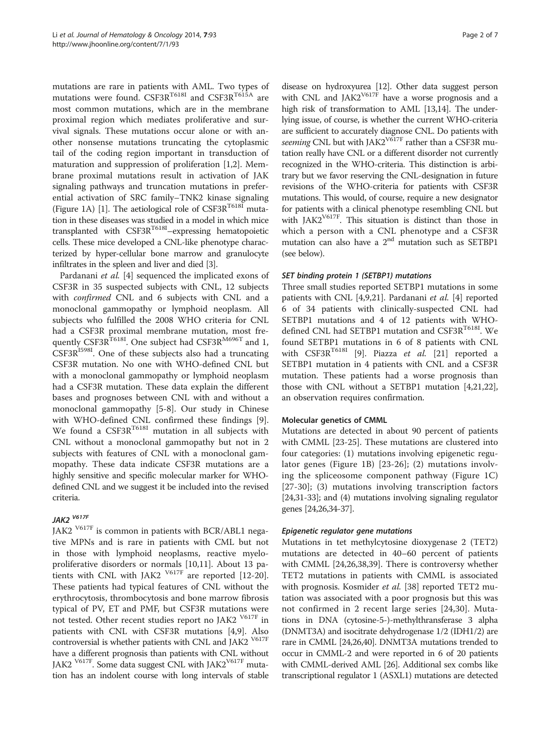mutations are rare in patients with AML. Two types of mutations were found. $CSF3R^{T618I}$ and $CSF3R^{T615A}$ are most common mutations, which are in the membrane proximal region which mediates proliferative and survival signals. These mutations occur alone or with another nonsense mutations truncating the cytoplasmic tail of the coding region important in transduction of maturation and suppression of proliferation [1,2]. Membrane proximal mutations result in activation of JAK signaling pathways and truncation mutations in preferential activation of SRC family–TNK2 kinase signaling (Figure 1A) [1]. The aetiological role of $CSF3R^{T618I}$ mutation in these diseases was studied in a model in which mice transplanted with $CSF3R^{T618I}$–expressing hematopoietic cells. These mice developed a CNL-like phenotype characterized by hyper-cellular bone marrow and granulocyte infiltrates in the spleen and liver and died [3].

Pardanani *et al.* [4] sequenced the implicated exons of CSF3R in 35 suspected subjects with CNL, 12 subjects with *confirmed* CNL and 6 subjects with CNL and a monoclonal gammopathy or lymphoid neoplasm. All subjects who fulfilled the 2008 WHO criteria for CNL had a CSF3R proximal membrane mutation, most frequently $CSF3R^{T618I}$. One subject had $CSF3R^{M696T}$ and 1, $CSF3R^{I598I}$. One of these subjects also had a truncating CSF3R mutation. No one with WHO-defined CNL but with a monoclonal gammopathy or lymphoid neoplasm had a CSF3R mutation. These data explain the different bases and prognoses between CNL with and without a monoclonal gammopathy [5-8]. Our study in Chinese with WHO-defined CNL confirmed these findings [9]. We found a $CSF3R^{T618I}$ mutation in all subjects with CNL without a monoclonal gammopathy but not in 2 subjects with features of CNL with a monoclonal gammopathy. These data indicate CSF3R mutations are a highly sensitive and specific molecular marker for WHO-defined CNL and we suggest it be included into the revised criteria.

#### $JAK2^{V617F}$

$JAK2^{V617F}$ is common in patients with BCR/ABL1 negative MPNs and is rare in patients with CML but not in those with lymphoid neoplasms, reactive myeloproliferative disorders or normals [10,11]. About 13 patients with CNL with $JAK2^{V617F}$ are reported [12-20]. These patients had typical features of CNL without the erythrocytosis, thrombocytosis and bone marrow fibrosis typical of PV, ET and PMF, but CSF3R mutations were not tested. Other recent studies report no $JAK2^{V617F}$ in patients with CNL with CSF3R mutations [4,9]. Also controversial is whether patients with CNL and $JAK2^{V617F}$ have a different prognosis than patients with CNL without $JAK2^{V617F}$. Some data suggest CNL with $JAK2^{V617F}$ mutation has an indolent course with long intervals of stable disease on hydroxyurea [12]. Other data suggest person with CNL and $JAK2^{V617F}$ have a worse prognosis and a high risk of transformation to AML [13,14]. The underlying issue, of course, is whether the current WHO-criteria are sufficient to accurately diagnose CNL. Do patients with *seeming* CNL but with $JAK2^{V617F}$ rather than a CSF3R mutation really have CNL or a different disorder not currently recognized in the WHO-criteria. This distinction is arbitrary but we favor reserving the CNL-designation in future revisions of the WHO-criteria for patients with CSF3R mutations. This would, of course, require a new designator for patients with a clinical phenotype resembling CNL but with $JAK2^{V617F}$. This situation is distinct than those in which a person with a CNL phenotype and a CSF3R mutation can also have a 2nd mutation such as SETBP1 (see below).

#### SET binding protein 1 (SETBP1) mutations

Three small studies reported SETBP1 mutations in some patients with CNL [4,9,21]. Pardanani *et al.* [4] reported 6 of 34 patients with clinically-suspected CNL had SETBP1 mutations and 4 of 12 patients with WHO-defined CNL had SETBP1 mutation and $CSF3R^{T618I}$. We found SETBP1 mutations in 6 of 8 patients with CNL with $CSF3R^{T618I}$ [9]. Piazza *et al.* [21] reported a SETBP1 mutation in 4 patients with CNL and a CSF3R mutation. These patients had a worse prognosis than those with CNL without a SETBP1 mutation [4,21,22], an observation requires confirmation.

### Molecular genetics of CMML

Mutations are detected in about 90 percent of patients with CMML [23-25]. These mutations are clustered into four categories: (1) mutations involving epigenetic regulator genes (Figure 1B) [23-26]; (2) mutations involving the spliceosome component pathway (Figure 1C) [27-30]; (3) mutations involving transcription factors [24,31-33]; and (4) mutations involving signaling regulator genes [24,26,34-37].

#### Epigenetic regulator gene mutations

Mutations in tet methylcytosine dioxygenase 2 (TET2) mutations are detected in 40–60 percent of patients with CMML [24,26,38,39]. There is controversy whether TET2 mutations in patients with CMML is associated with prognosis. Kosmider *et al.* [38] reported TET2 mutation was associated with a poor prognosis but this was not confirmed in 2 recent large series [24,30]. Mutations in DNA (cytosine-5-)-methylthransferase 3 alpha (DNMT3A) and isocitrate dehydrogenase 1/2 (IDH1/2) are rare in CMML [24,26,40]. DNMT3A mutations trended to occur in CMML-2 and were reported in 6 of 20 patients with CMML-derived AML [26]. Additional sex combs like transcriptional regulator 1 (ASXL1) mutations are detected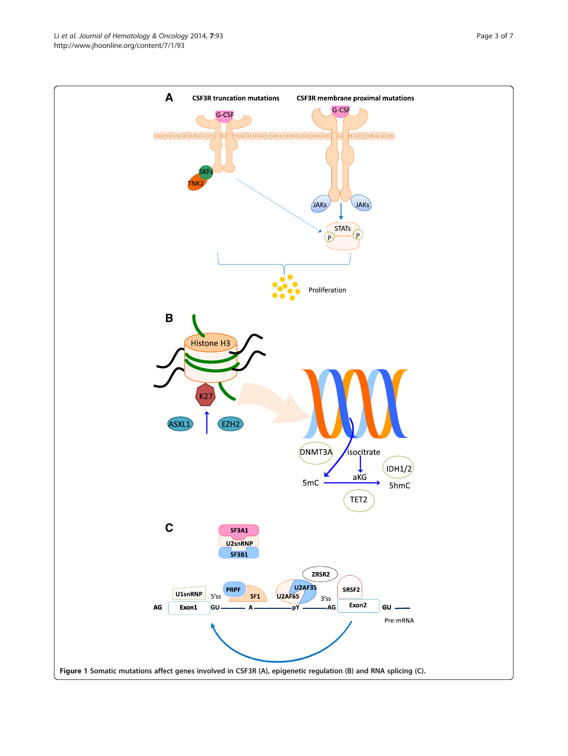**Figure 1** Somatic mutations affect genes involved in CSF3R (A), epigenetic regulation (B) and RNA splicing (C).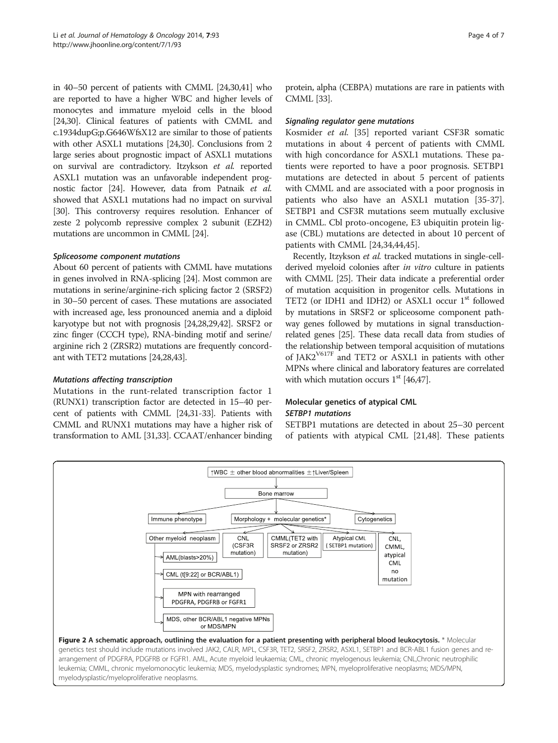in 40–50 percent of patients with CMML [24,30,41] who are reported to have a higher WBC and higher levels of monocytes and immature myeloid cells in the blood [24,30]. Clinical features of patients with CMML and c.1934dupG;p.G646WfsX12 are similar to those of patients with other ASXL1 mutations [24,30]. Conclusions from 2 large series about prognostic impact of ASXL1 mutations on survival are contradictory. Itzykson *et al.* reported ASXL1 mutation was an unfavorable independent prognostic factor [24]. However, data from Patnaik *et al.* showed that ASXL1 mutations had no impact on survival [30]. This controversy requires resolution. Enhancer of zeste 2 polycomb repressive complex 2 subunit (EZH2) mutations are uncommon in CMML [24].

#### *Spliceosome component mutations*

About 60 percent of patients with CMML have mutations in genes involved in RNA-splicing [24]. Most common are mutations in serine/arginine-rich splicing factor 2 (SRSF2) in 30–50 percent of cases. These mutations are associated with increased age, less pronounced anemia and a diploid karyotype but not with prognosis [24,28,29,42]. SRSF2 or zinc finger (CCCH type), RNA-binding motif and serine/arginine rich 2 (ZRSR2) mutations are frequently concordant with TET2 mutations [24,28,43].

#### *Mutations affecting transcription*

Mutations in the runt-related transcription factor 1 (RUNX1) transcription factor are detected in 15–40 percent of patients with CMML [24,31-33]. Patients with CMML and RUNX1 mutations may have a higher risk of transformation to AML [31,33]. CCAAT/enhancer binding protein, alpha (CEBPA) mutations are rare in patients with CMML [33].

#### *Signaling regulator gene mutations*

Kosmider *et al.* [35] reported variant CSF3R somatic mutations in about 4 percent of patients with CMML with high concordance for ASXL1 mutations. These patients were reported to have a poor prognosis. SETBP1 mutations are detected in about 5 percent of patients with CMML and are associated with a poor prognosis in patients who also have an ASXL1 mutation [35-37]. SETBP1 and CSF3R mutations seem mutually exclusive in CMML. Cbl proto-oncogene, E3 ubiquitin protein ligase (CBL) mutations are detected in about 10 percent of patients with CMML [24,34,44,45].

Recently, Itzykson *et al.* tracked mutations in single-cell-derived myeloid colonies after *in vitro* culture in patients with CMML [25]. Their data indicate a preferential order of mutation acquisition in progenitor cells. Mutations in TET2 (or IDH1 and IDH2) or ASXL1 occur 1st followed by mutations in SRSF2 or spliceosome component pathway genes followed by mutations in signal transduction-related genes [25]. These data recall data from studies of the relationship between temporal acquisition of mutations of JAK2$^{V617F}$ and TET2 or ASXL1 in patients with other MPNs where clinical and laboratory features are correlated with which mutation occurs 1st [46,47].

### Molecular genetics of atypical CML

#### *SETBP1 mutations*

SETBP1 mutations are detected in about 25–30 percent of patients with atypical CML [21,48]. These patients

**Figure 2 A schematic approach, outlining the evaluation for a patient presenting with peripheral blood leukocytosis.** * Molecular genetics test should include mutations involved JAK2, CALR, MPL, CSF3R, TET2, SRSF2, ZRSR2, ASXL1, SETBP1 and BCR-ABL1 fusion genes and re-arrangement of PDGFRA, PDGFRB or FGFR1. AML, Acute myeloid leukaemia; CML, chronic myelogenous leukemia; CNL,Chronic neutrophilic leukemia; CMML, chronic myelomonocytic leukemia; MDS, myelodysplastic syndromes; MPN, myeloproliferative neoplasms; MDS/MPN, myelodysplastic/myeloproliferative neoplasms.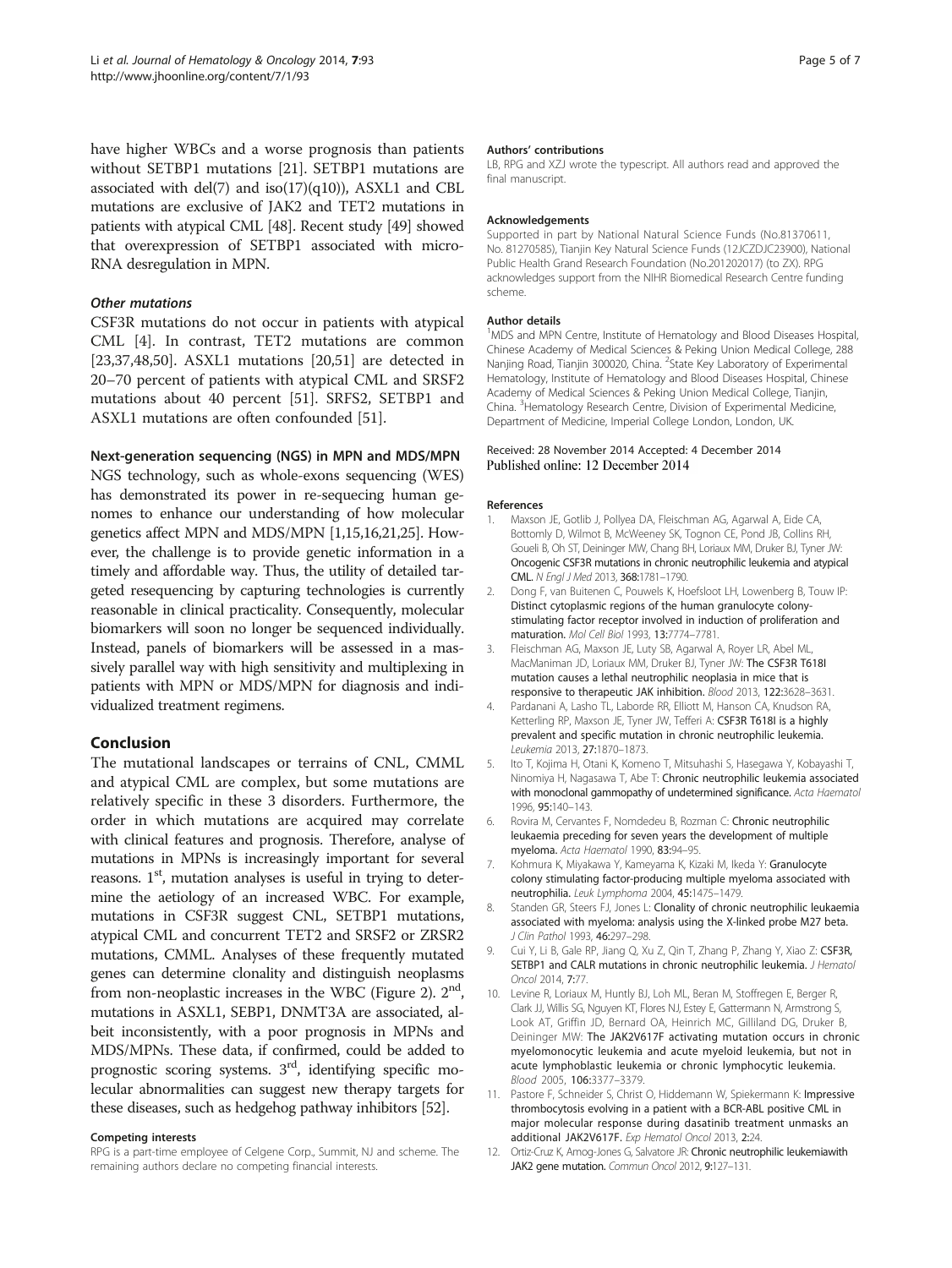have higher WBCs and a worse prognosis than patients without SETBP1 mutations [21]. SETBP1 mutations are associated with del(7) and iso(17)(q10)), ASXL1 and CBL mutations are exclusive of JAK2 and TET2 mutations in patients with atypical CML [48]. Recent study [49] showed that overexpression of SETBP1 associated with microRNA desregulation in MPN.

### *Other mutations*

CSF3R mutations do not occur in patients with atypical CML [4]. In contrast, TET2 mutations are common [23,37,48,50]. ASXL1 mutations [20,51] are detected in 20–70 percent of patients with atypical CML and SRSF2 mutations about 40 percent [51]. SRFS2, SETBP1 and ASXL1 mutations are often confounded [51].

### Next-generation sequencing (NGS) in MPN and MDS/MPN

NGS technology, such as whole-exons sequencing (WES) has demonstrated its power in re-sequecing human genomes to enhance our understanding of how molecular genetics affect MPN and MDS/MPN [1,15,16,21,25]. However, the challenge is to provide genetic information in a timely and affordable way. Thus, the utility of detailed targeted resequencing by capturing technologies is currently reasonable in clinical practicality. Consequently, molecular biomarkers will soon no longer be sequenced individually. Instead, panels of biomarkers will be assessed in a massively parallel way with high sensitivity and multiplexing in patients with MPN or MDS/MPN for diagnosis and individualized treatment regimens.

## Conclusion

The mutational landscapes or terrains of CNL, CMML and atypical CML are complex, but some mutations are relatively specific in these 3 disorders. Furthermore, the order in which mutations are acquired may correlate with clinical features and prognosis. Therefore, analyse of mutations in MPNs is increasingly important for several reasons. 1st, mutation analyses is useful in trying to determine the aetiology of an increased WBC. For example, mutations in CSF3R suggest CNL, SETBP1 mutations, atypical CML and concurrent TET2 and SRSF2 or ZRSR2 mutations, CMML. Analyses of these frequently mutated genes can determine clonality and distinguish neoplasms from non-neoplastic increases in the WBC (Figure 2). 2nd, mutations in ASXL1, SEBP1, DNMT3A are associated, albeit inconsistently, with a poor prognosis in MPNs and MDS/MPNs. These data, if confirmed, could be added to prognostic scoring systems. 3rd, identifying specific molecular abnormalities can suggest new therapy targets for these diseases, such as hedgehog pathway inhibitors [52].

#### Competing interests
RPG is a part-time employee of Celgene Corp., Summit, NJ and scheme. The remaining authors declare no competing financial interests.

#### Authors' contributions
LB, RPG and XZJ wrote the typescript. All authors read and approved the final manuscript.

#### Acknowledgements
Supported in part by National Natural Science Funds (No.81370611, No. 81270585), Tianjin Key Natural Science Funds (12JCZDJC23900), National Public Health Grand Research Foundation (No.201202017) (to ZX). RPG acknowledges support from the NIHR Biomedical Research Centre funding scheme.

#### Author details
[1]MDS and MPN Centre, Institute of Hematology and Blood Diseases Hospital, Chinese Academy of Medical Sciences & Peking Union Medical College, 288 Nanjing Road, Tianjin 300020, China. [2]State Key Laboratory of Experimental Hematology, Institute of Hematology and Blood Diseases Hospital, Chinese Academy of Medical Sciences & Peking Union Medical College, Tianjin, China. [3]Hematology Research Centre, Division of Experimental Medicine, Department of Medicine, Imperial College London, London, UK.

Received: 28 November 2014 Accepted: 4 December 2014
Published online: 12 December 2014

#### References

1. Maxson JE, Gotlib J, Pollyea DA, Fleischman AG, Agarwal A, Eide CA, Bottomly D, Wilmot B, McWeeney SK, Tognon CE, Pond JB, Collins RH, Goueli B, Oh ST, Deininger MW, Chang BH, Loriaux MM, Druker BJ, Tyner JW: Oncogenic CSF3R mutations in chronic neutrophilic leukemia and atypical CML. *N Engl J Med* 2013, 368:1781–1790.
2. Dong F, van Buitenen C, Pouwels K, Hoefsloot LH, Lowenberg B, Touw IP: Distinct cytoplasmic regions of the human granulocyte colony-stimulating factor receptor involved in induction of proliferation and maturation. *Mol Cell Biol* 1993, 13:7774–7781.
3. Fleischman AG, Maxson JE, Luty SB, Agarwal A, Royer LR, Abel ML, MacManiman JD, Loriaux MM, Druker BJ, Tyner JW: The CSF3R T618I mutation causes a lethal neutrophilic neoplasia in mice that is responsive to therapeutic JAK inhibition. *Blood* 2013, 122:3628–3631.
4. Pardanani A, Lasho TL, Laborde RR, Elliott M, Hanson CA, Knudson RA, Ketterling RP, Maxson JE, Tyner JW, Tefferi A: CSF3R T618I is a highly prevalent and specific mutation in chronic neutrophilic leukemia. *Leukemia* 2013, 27:1870–1873.
5. Ito T, Kojima H, Otani K, Komeno T, Mitsuhashi S, Hasegawa Y, Kobayashi T, Ninomiya H, Nagasawa T, Abe T: Chronic neutrophilic leukemia associated with monoclonal gammopathy of undetermined significance. *Acta Haematol* 1996, 95:140–143.
6. Rovira M, Cervantes F, Nomdedeu B, Rozman C: Chronic neutrophilic leukaemia preceding for seven years the development of multiple myeloma. *Acta Haematol* 1990, 83:94–95.
7. Kohmura K, Miyakawa Y, Kameyama K, Kizaki M, Ikeda Y: Granulocyte colony stimulating factor-producing multiple myeloma associated with neutrophilia. *Leuk Lymphoma* 2004, 45:1475–1479.
8. Standen GR, Steers FJ, Jones L: Clonality of chronic neutrophilic leukaemia associated with myeloma: analysis using the X-linked probe M27 beta. *J Clin Pathol* 1993, 46:297–298.
9. Cui Y, Li B, Gale RP, Jiang Q, Xu Z, Qin T, Zhang P, Zhang Y, Xiao Z: CSF3R, SETBP1 and CALR mutations in chronic neutrophilic leukemia. *J Hematol Oncol* 2014, 7:77.
10. Levine R, Loriaux M, Huntly BJ, Loh ML, Beran M, Stoffregen E, Berger R, Clark JJ, Willis SG, Nguyen KT, Flores NJ, Estey E, Gattermann N, Armstrong S, Look AT, Griffin JD, Bernard OA, Heinrich MC, Gilliland DG, Druker B, Deininger MW: The JAK2V617F activating mutation occurs in chronic myelomonocytic leukemia and acute myeloid leukemia, but not in acute lymphoblastic leukemia or chronic lymphocytic leukemia. *Blood* 2005, 106:3377–3379.
11. Pastore F, Schneider S, Christ O, Hiddemann W, Spiekermann K: Impressive thrombocytosis evolving in a patient with a BCR-ABL positive CML in major molecular response during dasatinib treatment unmasks an additional JAK2V617F. *Exp Hematol Oncol* 2013, 2:24.
12. Ortiz-Cruz K, Amog-Jones G, Salvatore JR: Chronic neutrophilic leukemiawith JAK2 gene mutation. *Commun Oncol* 2012, 9:127–131.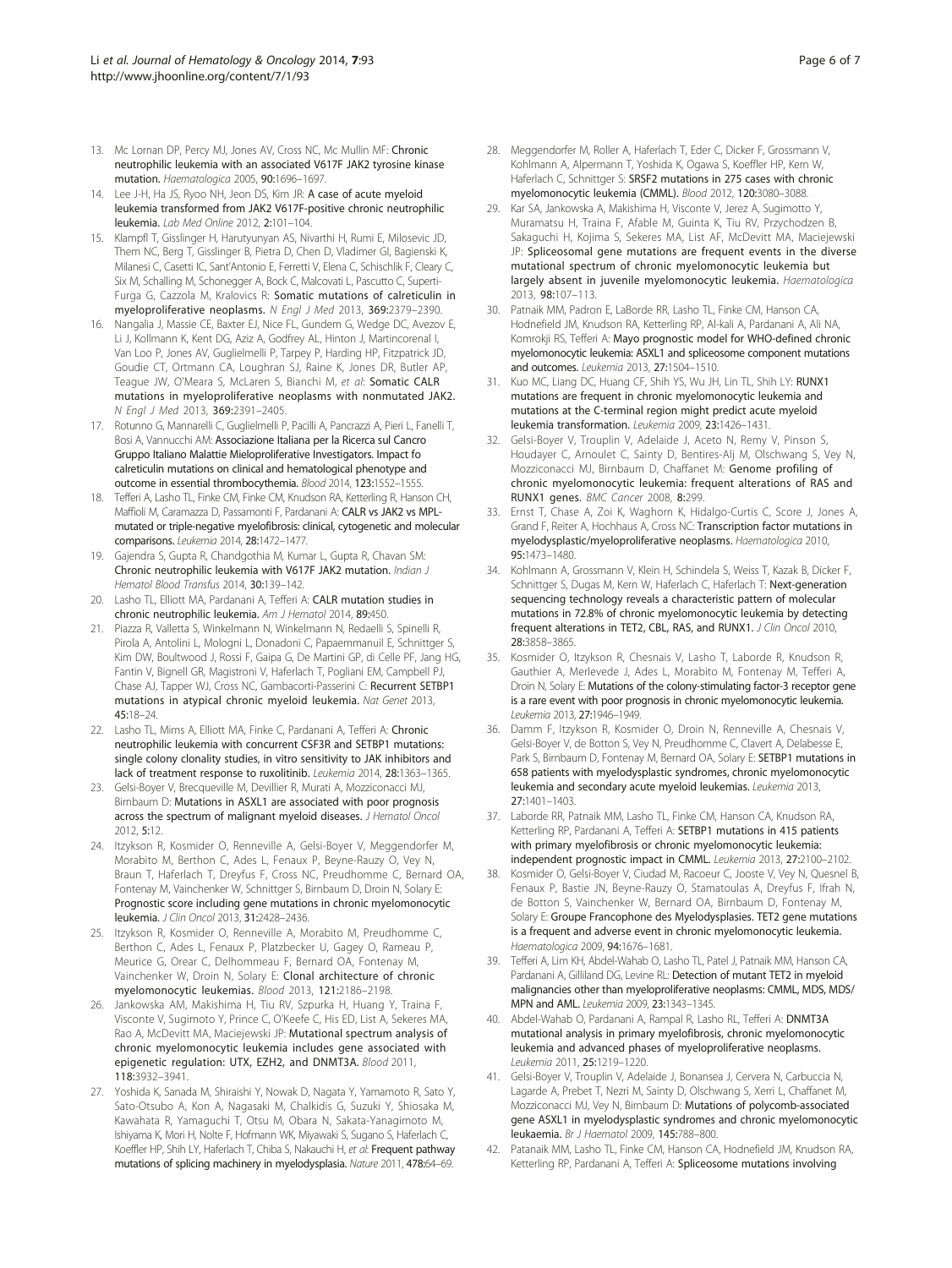13. Mc Lornan DP, Percy MJ, Jones AV, Cross NC, Mc Mullin MF: **Chronic neutrophilic leukemia with an associated V617F JAK2 tyrosine kinase mutation.** *Haematologica* 2005, **90:**1696–1697.
14. Lee J-H, Ha JS, Ryoo NH, Jeon DS, Kim JR: **A case of acute myeloid leukemia transformed from JAK2 V617F-positive chronic neutrophilic leukemia.** *Lab Med Online* 2012, **2:**101–104.
15. Klampfl T, Gisslinger H, Harutyunyan AS, Nivarthi H, Rumi E, Milosevic JD, Them NC, Berg T, Gisslinger B, Pietra D, Chen D, Vladimer GI, Bagienski K, Milanesi C, Casetti IC, Sant'Antonio E, Ferretti V, Elena C, Schischlik F, Cleary C, Six M, Schalling M, Schonegger A, Bock C, Malcovati L, Pascutto C, Superti-Furga G, Cazzola M, Kralovics R: **Somatic mutations of calreticulin in myeloproliferative neoplasms.** *N Engl J Med* 2013, **369:**2379–2390.
16. Nangalia J, Massie CE, Baxter EJ, Nice FL, Gundem G, Wedge DC, Avezov E, Li J, Kollmann K, Kent DG, Aziz A, Godfrey AL, Hinton J, Martincorena I, Van Loo P, Jones AV, Guglielmelli P, Tarpey P, Harding HP, Fitzpatrick JD, Goudie CT, Ortmann CA, Loughran SJ, Raine K, Jones DR, Butler AP, Teague JW, O'Meara S, McLaren S, Bianchi M, *et al*: **Somatic CALR mutations in myeloproliferative neoplasms with nonmutated JAK2.** *N Engl J Med* 2013, **369:**2391–2405.
17. Rotunno G, Mannarelli C, Guglielmelli P, Pacilli A, Pancrazzi A, Pieri L, Fanelli T, Bosi A, Vannucchi AM: **Associazione Italiana per la Ricerca sul Cancro Gruppo Italiano Malattie Mieloproliferative Investigators. Impact fo calreticulin mutations on clinical and hematological phenotype and outcome in essential thrombocythemia.** *Blood* 2014, **123:**1552–1555.
18. Tefferi A, Lasho TL, Finke CM, Finke CM, Knudson RA, Ketterling R, Hanson CH, Maffioli M, Caramazza D, Passamonti F, Pardanani A: **CALR vs JAK2 vs MPL-mutated or triple-negative myelofibrosis: clinical, cytogenetic and molecular comparisons.** *Leukemia* 2014, **28:**1472–1477.
19. Gajendra S, Gupta R, Chandgothia M, Kumar L, Gupta R, Chavan SM: **Chronic neutrophilic leukemia with V617F JAK2 mutation.** *Indian J Hematol Blood Transfus* 2014, **30:**139–142.
20. Lasho TL, Elliott MA, Pardanani A, Tefferi A: **CALR mutation studies in chronic neutrophilic leukemia.** *Am J Hematol* 2014, **89:**450.
21. Piazza R, Valletta S, Winkelmann N, Winkelmann N, Redaelli S, Spinelli R, Pirola A, Antolini L, Mologni L, Donadoni C, Papaemmanuil E, Schnittger S, Kim DW, Boultwood J, Rossi F, Gaipa G, De Martini GP, di Celle PF, Jang HG, Fantin V, Bignell GR, Magistroni V, Haferlach T, Pogliani EM, Campbell PJ, Chase AJ, Tapper WJ, Cross NC, Gambacorti-Passerini C: **Recurrent SETBP1 mutations in atypical chronic myeloid leukemia.** *Nat Genet* 2013, **45:**18–24.
22. Lasho TL, Mims A, Elliott MA, Finke C, Pardanani A, Tefferi A: **Chronic neutrophilic leukemia with concurrent CSF3R and SETBP1 mutations: single colony clonality studies, in vitro sensitivity to JAK inhibitors and lack of treatment response to ruxolitinib.** *Leukemia* 2014, **28:**1363–1365.
23. Gelsi-Boyer V, Brecqueville M, Devillier R, Murati A, Mozziconacci MJ, Birnbaum D: **Mutations in ASXL1 are associated with poor prognosis across the spectrum of malignant myeloid diseases.** *J Hematol Oncol* 2012, **5:**12.
24. Itzykson R, Kosmider O, Renneville A, Gelsi-Boyer V, Meggendorfer M, Morabito M, Berthon C, Ades L, Fenaux P, Beyne-Rauzy O, Vey N, Braun T, Haferlach T, Dreyfus F, Cross NC, Preudhomme C, Bernard OA, Fontenay M, Vainchenker W, Schnittger S, Birnbaum D, Droin N, Solary E: **Prognostic score including gene mutations in chronic myelomonocytic leukemia.** *J Clin Oncol* 2013, **31:**2428–2436.
25. Itzykson R, Kosmider O, Renneville A, Morabito M, Preudhomme C, Berthon C, Ades L, Fenaux P, Platzbecker U, Gagey O, Rameau P, Meurice G, Orear C, Delhommeau F, Bernard OA, Fontenay M, Vainchenker W, Droin N, Solary E: **Clonal architecture of chronic myelomonocytic leukemias.** *Blood* 2013, **121:**2186–2198.
26. Jankowska AM, Makishima H, Tiu RV, Szpurka H, Huang Y, Traina F, Visconte V, Sugimoto Y, Prince C, O'Keefe C, His ED, List A, Sekeres MA, Rao A, McDevitt MA, Maciejewski JP: **Mutational spectrum analysis of chronic myelomonocytic leukemia includes gene associated with epigenetic regulation: UTX, EZH2, and DNMT3A.** *Blood* 2011, **118:**3932–3941.
27. Yoshida K, Sanada M, Shiraishi Y, Nowak D, Nagata Y, Yamamoto R, Sato Y, Sato-Otsubo A, Kon A, Nagasaki M, Chalkidis G, Suzuki Y, Shiosaka M, Kawahata R, Yamaguchi T, Otsu M, Obara N, Sakata-Yanagimoto M, Ishiyama K, Mori H, Nolte F, Hofmann WK, Miyawaki S, Sugano S, Haferlach C, Koeffler HP, Shih LY, Haferlach T, Chiba S, Nakauchi H, *et al*: **Frequent pathway mutations of splicing machinery in myelodysplasia.** *Nature* 2011, **478:**64–69.
28. Meggendorfer M, Roller A, Haferlach T, Eder C, Dicker F, Grossmann V, Kohlmann A, Alpermann T, Yoshida K, Ogawa S, Koeffler HP, Kern W, Haferlach C, Schnittger S: **SRSF2 mutations in 275 cases with chronic myelomonocytic leukemia (CMML).** *Blood* 2012, **120:**3080–3088.
29. Kar SA, Jankowska A, Makishima H, Visconte V, Jerez A, Sugimotto Y, Muramatsu H, Traina F, Afable M, Guinta K, Tiu RV, Przychodzen B, Sakaguchi H, Kojima S, Sekeres MA, List AF, McDevitt MA, Maciejewski JP: **Spliceosomal gene mutations are frequent events in the diverse mutational spectrum of chronic myelomonocytic leukemia but largely absent in juvenile myelomonocytic leukemia.** *Haematologica* 2013, **98:**107–113.
30. Patnaik MM, Padron E, LaBorde RR, Lasho TL, Finke CM, Hanson CA, Hodnefield JM, Knudson RA, Ketterling RP, Al-kali A, Pardanani A, Ali NA, Komrokji RS, Tefferi A: **Mayo prognostic model for WHO-defined chronic myelomonocytic leukemia: ASXL1 and spliceosome component mutations and outcomes.** *Leukemia* 2013, **27:**1504–1510.
31. Kuo MC, Liang DC, Huang CF, Shih YS, Wu JH, Lin TL, Shih LY: **RUNX1 mutations are frequent in chronic myelomonocytic leukemia and mutations at the C-terminal region might predict acute myeloid leukemia transformation.** *Leukemia* 2009, **23:**1426–1431.
32. Gelsi-Boyer V, Trouplin V, Adelaide J, Aceto N, Remy V, Pinson S, Houdayer C, Arnoulet C, Sainty D, Bentires-Alj M, Olschwang S, Vey N, Mozziconacci MJ, Birnbaum D, Chaffanet M: **Genome profiling of chronic myelomonocytic leukemia: frequent alterations of RAS and RUNX1 genes.** *BMC Cancer* 2008, **8:**299.
33. Ernst T, Chase A, Zoi K, Waghorn K, Hidalgo-Curtis C, Score J, Jones A, Grand F, Reiter A, Hochhaus A, Cross NC: **Transcription factor mutations in myelodysplastic/myeloproliferative neoplasms.** *Haematologica* 2010, **95:**1473–1480.
34. Kohlmann A, Grossmann V, Klein H, Schindela S, Weiss T, Kazak B, Dicker F, Schnittger S, Dugas M, Kern W, Haferlach C, Haferlach T: **Next-generation sequencing technology reveals a characteristic pattern of molecular mutations in 72.8% of chronic myelomonocytic leukemia by detecting frequent alterations in TET2, CBL, RAS, and RUNX1.** *J Clin Oncol* 2010, **28:**3858–3865.
35. Kosmider O, Itzykson R, Chesnais V, Lasho T, Laborde R, Knudson R, Gauthier A, Merlevede J, Ades L, Morabito M, Fontenay M, Tefferi A, Droin N, Solary E: **Mutations of the colony-stimulating factor-3 receptor gene is a rare event with poor prognosis in chronic myelomonocytic leukemia.** *Leukemia* 2013, **27:**1946–1949.
36. Damm F, Itzykson R, Kosmider O, Droin N, Renneville A, Chesnais V, Gelsi-Boyer V, de Botton S, Vey N, Preudhomme C, Clavert A, Delabesse E, Park S, Birnbaum D, Fontenay M, Bernard OA, Solary E: **SETBP1 mutations in 658 patients with myelodysplastic syndromes, chronic myelomonocytic leukemia and secondary acute myeloid leukemias.** *Leukemia* 2013, **27:**1401–1403.
37. Laborde RR, Patnaik MM, Lasho TL, Finke CM, Hanson CA, Knudson RA, Ketterling RP, Pardanani A, Tefferi A: **SETBP1 mutations in 415 patients with primary myelofibrosis or chronic myelomonocytic leukemia: independent prognostic impact in CMML.** *Leukemia* 2013, **27:**2100–2102.
38. Kosmider O, Gelsi-Boyer V, Ciudad M, Racoeur C, Jooste V, Vey N, Quesnel B, Fenaux P, Bastie JN, Beyne-Rauzy O, Stamatoulas A, Dreyfus F, Ifrah N, de Botton S, Vainchenker W, Bernard OA, Birnbaum D, Fontenay M, Solary E: **Groupe Francophone des Myelodysplasies. TET2 gene mutations is a frequent and adverse event in chronic myelomonocytic leukemia.** *Haematologica* 2009, **94:**1676–1681.
39. Tefferi A, Lim KH, Abdel-Wahab O, Lasho TL, Patel J, Patnaik MM, Hanson CA, Pardanani A, Gilliland DG, Levine RL: **Detection of mutant TET2 in myeloid malignancies other than myeloproliferative neoplasms: CMML, MDS, MDS/MPN and AML.** *Leukemia* 2009, **23:**1343–1345.
40. Abdel-Wahab O, Pardanani A, Rampal R, Lasho RL, Tefferi A: **DNMT3A mutational analysis in primary myelofibrosis, chronic myelomonocytic leukemia and advanced phases of myeloproliferative neoplasms.** *Leukemia* 2011, **25:**1219–1220.
41. Gelsi-Boyer V, Trouplin V, Adelaide J, Bonansea J, Cervera N, Carbuccia N, Lagarde A, Prebet T, Nezri M, Sainty D, Olschwang S, Xerri L, Chaffanet M, Mozziconacci MJ, Vey N, Birnbaum D: **Mutations of polycomb-associated gene ASXL1 in myelodysplastic syndromes and chronic myelomonocytic leukaemia.** *Br J Haematol* 2009, **145:**788–800.
42. Patanaik MM, Lasho TL, Finke CM, Hanson CA, Hodnefield JM, Knudson RA, Ketterling RP, Pardanani A, Tefferi A: **Spliceosome mutations involving**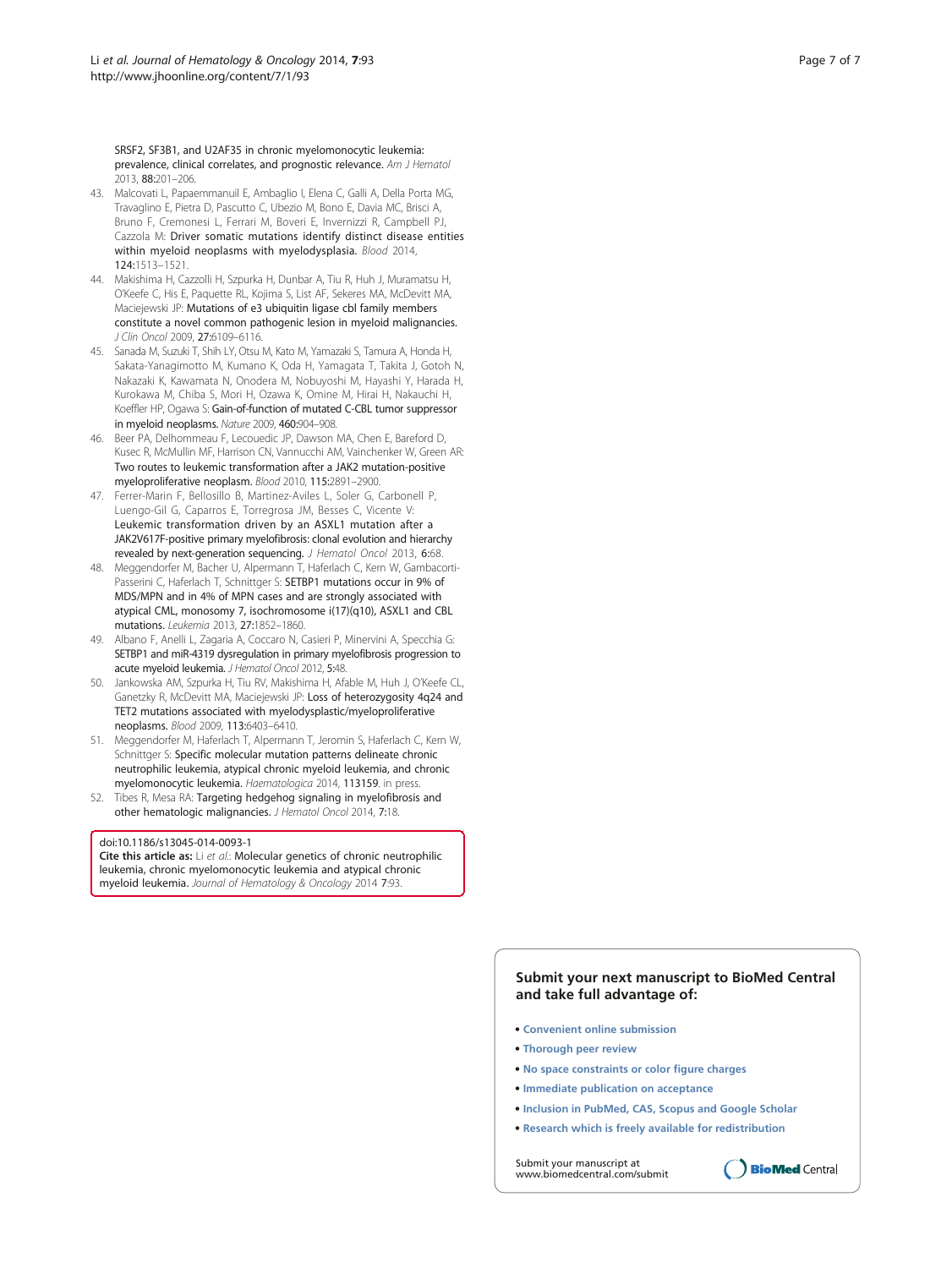SRSF2, SF3B1, and U2AF35 in chronic myelomonocytic leukemia: prevalence, clinical correlates, and prognostic relevance. *Am J Hematol* 2013, **88:**201–206.

43. Malcovati L, Papaemmanuil E, Ambaglio I, Elena C, Galli A, Della Porta MG, Travaglino E, Pietra D, Pascutto C, Ubezio M, Bono E, Davia MC, Brisci A, Bruno F, Cremonesi L, Ferrari M, Boveri E, Invernizzi R, Campbell PJ, Cazzola M: Driver somatic mutations identify distinct disease entities within myeloid neoplasms with myelodysplasia. *Blood* 2014, **124:**1513–1521.
44. Makishima H, Cazzolli H, Szpurka H, Dunbar A, Tiu R, Huh J, Muramatsu H, O'Keefe C, His E, Paquette RL, Kojima S, List AF, Sekeres MA, McDevitt MA, Maciejewski JP: Mutations of e3 ubiquitin ligase cbl family members constitute a novel common pathogenic lesion in myeloid malignancies. *J Clin Oncol* 2009, **27:**6109–6116.
45. Sanada M, Suzuki T, Shih LY, Otsu M, Kato M, Yamazaki S, Tamura A, Honda H, Sakata-Yanagimotto M, Kumano K, Oda H, Yamagata T, Takita J, Gotoh N, Nakazaki K, Kawamata N, Onodera M, Nobuyoshi M, Hayashi Y, Harada H, Kurokawa M, Chiba S, Mori H, Ozawa K, Omine M, Hirai H, Nakauchi H, Koeffler HP, Ogawa S: Gain-of-function of mutated C-CBL tumor suppressor in myeloid neoplasms. *Nature* 2009, **460:**904–908.
46. Beer PA, Delhommeau F, Lecouedic JP, Dawson MA, Chen E, Bareford D, Kusec R, McMullin MF, Harrison CN, Vannucchi AM, Vainchenker W, Green AR: Two routes to leukemic transformation after a JAK2 mutation-positive myeloproliferative neoplasm. *Blood* 2010, **115:**2891–2900.
47. Ferrer-Marin F, Bellosillo B, Martinez-Aviles L, Soler G, Carbonell P, Luengo-Gil G, Caparros E, Torregrosa JM, Besses C, Vicente V: Leukemic transformation driven by an ASXL1 mutation after a JAK2V617F-positive primary myelofibrosis: clonal evolution and hierarchy revealed by next-generation sequencing. *J Hematol Oncol* 2013, **6:**68.
48. Meggendorfer M, Bacher U, Alpermann T, Haferlach C, Kern W, Gambacorti-Passerini C, Haferlach T, Schnittger S: SETBP1 mutations occur in 9% of MDS/MPN and in 4% of MPN cases and are strongly associated with atypical CML, monosomy 7, isochromosome i(17)(q10), ASXL1 and CBL mutations. *Leukemia* 2013, **27:**1852–1860.
49. Albano F, Anelli L, Zagaria A, Coccaro N, Casieri P, Minervini A, Specchia G: SETBP1 and miR-4319 dysregulation in primary myelofibrosis progression to acute myeloid leukemia. *J Hematol Oncol* 2012, **5:**48.
50. Jankowska AM, Szpurka H, Tiu RV, Makishima H, Afable M, Huh J, O'Keefe CL, Ganetzky R, McDevitt MA, Maciejewski JP: Loss of heterozygosity 4q24 and TET2 mutations associated with myelodysplastic/myeloproliferative neoplasms. *Blood* 2009, **113:**6403–6410.
51. Meggendorfer M, Haferlach T, Alpermann T, Jeromin S, Haferlach C, Kern W, Schnittger S: Specific molecular mutation patterns delineate chronic neutrophilic leukemia, atypical chronic myeloid leukemia, and chronic myelomonocytic leukemia. *Haematologica* 2014, 113159. in press.
52. Tibes R, Mesa RA: Targeting hedgehog signaling in myelofibrosis and other hematologic malignancies. *J Hematol Oncol* 2014, **7:**18.

doi:10.1186/s13045-014-0093-1
**Cite this article as:** Li *et al.*: Molecular genetics of chronic neutrophilic leukemia, chronic myelomonocytic leukemia and atypical chronic myeloid leukemia. *Journal of Hematology & Oncology* 2014 **7**:93.

**Submit your next manuscript to BioMed Central and take full advantage of:**

- Convenient online submission
- Thorough peer review
- No space constraints or color figure charges
- Immediate publication on acceptance
- Inclusion in PubMed, CAS, Scopus and Google Scholar
- Research which is freely available for redistribution

Submit your manuscript at
www.biomedcentral.com/submit

BioMed Central